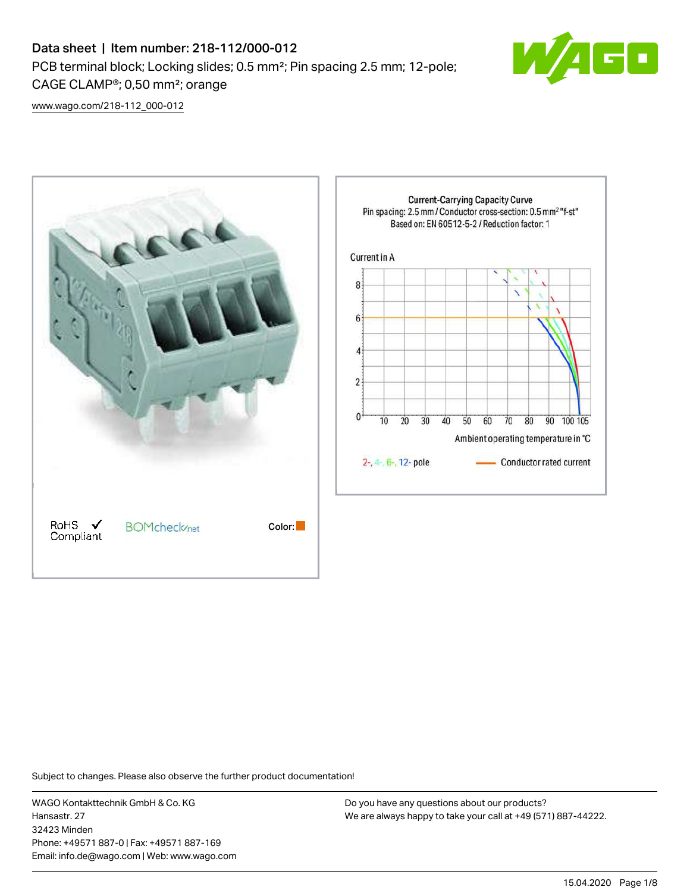# Data sheet | Item number: 218-112/000-012

PCB terminal block; Locking slides; 0.5 mm²; Pin spacing 2.5 mm; 12-pole; CAGE CLAMP®; 0,50 mm²; orange

www.wago.com/218-112_000-012

RoHS Compliant ✓

BOMcheck.net

Color:

Current-Carrying Capacity Curve
Pin spacing: 2.5 mm / Conductor cross-section: 0.5 mm² "f-st"
Based on: EN 60512-5-2 / Reduction factor: 1

Current in A

Ambient operating temperature in °C

2-, 4-, 6-, 12- pole

Conductor rated current

Subject to changes. Please also observe the further product documentation!

WAGO Kontakttechnik GmbH & Co. KG
Hansastr. 27
32423 Minden
Phone: +49571 887-0 | Fax: +49571 887-169
Email: info.de@wago.com | Web: www.wago.com

Do you have any questions about our products?
We are always happy to take your call at +49 (571) 887-44222.

15.04.2020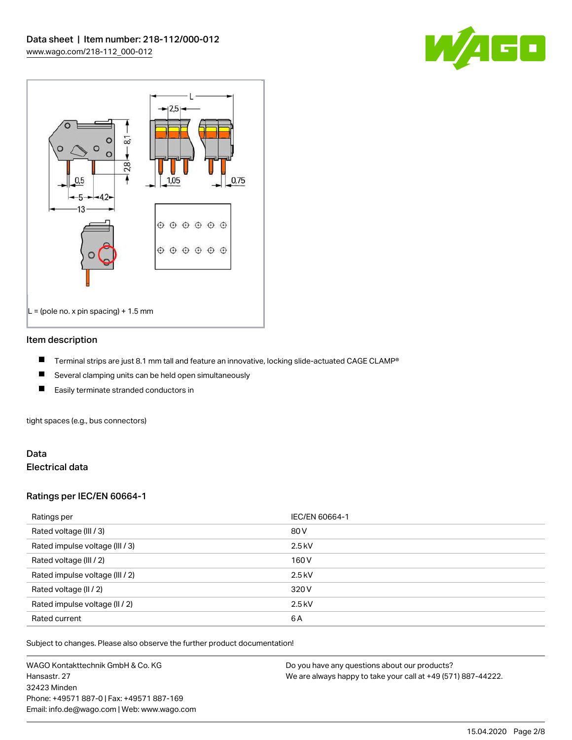L = (pole no. x pin spacing) + 1.5 mm

## Item description

- Terminal strips are just 8.1 mm tall and feature an innovative, locking slide-actuated CAGE CLAMP®
- Several clamping units can be held open simultaneously
- Easily terminate stranded conductors in

tight spaces (e.g., bus connectors)

## Data

### Electrical data

#### Ratings per IEC/EN 60664-1

| Ratings per | IEC/EN 60664-1 |
| --- | --- |
| Rated voltage (III / 3) | 80 V |
| Rated impulse voltage (III / 3) | 2.5 kV |
| Rated voltage (III / 2) | 160 V |
| Rated impulse voltage (III / 2) | 2.5 kV |
| Rated voltage (II / 2) | 320 V |
| Rated impulse voltage (II / 2) | 2.5 kV |
| Rated current | 6 A |

Subject to changes. Please also observe the further product documentation!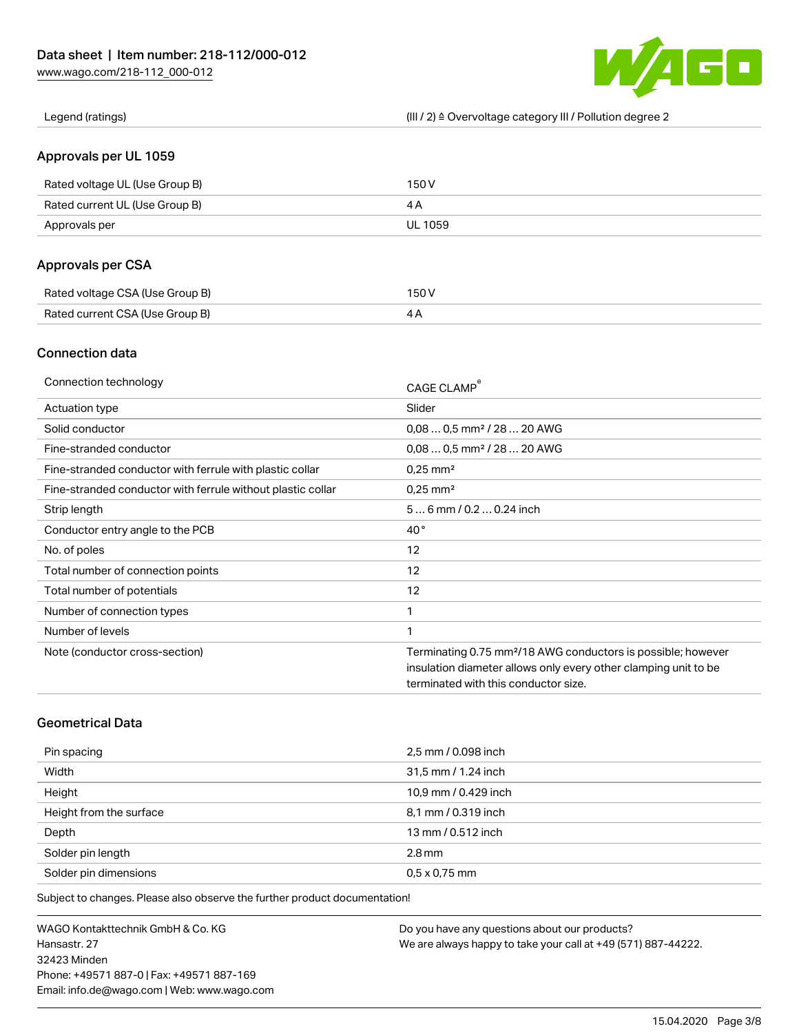| | |
|---|---|
| Legend (ratings) | (III / 2) ≙ Overvoltage category III / Pollution degree 2 |

## Approvals per UL 1059

| | |
|---|---|
| Rated voltage UL (Use Group B) | 150 V |
| Rated current UL (Use Group B) | 4 A |
| Approvals per | UL 1059 |

## Approvals per CSA

| | |
|---|---|
| Rated voltage CSA (Use Group B) | 150 V |
| Rated current CSA (Use Group B) | 4 A |

## Connection data

| | |
|---|---|
| Connection technology | CAGE CLAMP® |
| Actuation type | Slider |
| Solid conductor | 0,08 … 0,5 mm² / 28 … 20 AWG |
| Fine-stranded conductor | 0,08 … 0,5 mm² / 28 … 20 AWG |
| Fine-stranded conductor with ferrule with plastic collar | 0,25 mm² |
| Fine-stranded conductor with ferrule without plastic collar | 0,25 mm² |
| Strip length | 5 … 6 mm / 0.2 … 0.24 inch |
| Conductor entry angle to the PCB | 40 ° |
| No. of poles | 12 |
| Total number of connection points | 12 |
| Total number of potentials | 12 |
| Number of connection types | 1 |
| Number of levels | 1 |
| Note (conductor cross-section) | Terminating 0.75 mm²/18 AWG conductors is possible; however insulation diameter allows only every other clamping unit to be terminated with this conductor size. |

## Geometrical Data

| | |
|---|---|
| Pin spacing | 2,5 mm / 0.098 inch |
| Width | 31,5 mm / 1.24 inch |
| Height | 10,9 mm / 0.429 inch |
| Height from the surface | 8,1 mm / 0.319 inch |
| Depth | 13 mm / 0.512 inch |
| Solder pin length | 2.8 mm |
| Solder pin dimensions | 0,5 x 0,75 mm |

Subject to changes. Please also observe the further product documentation!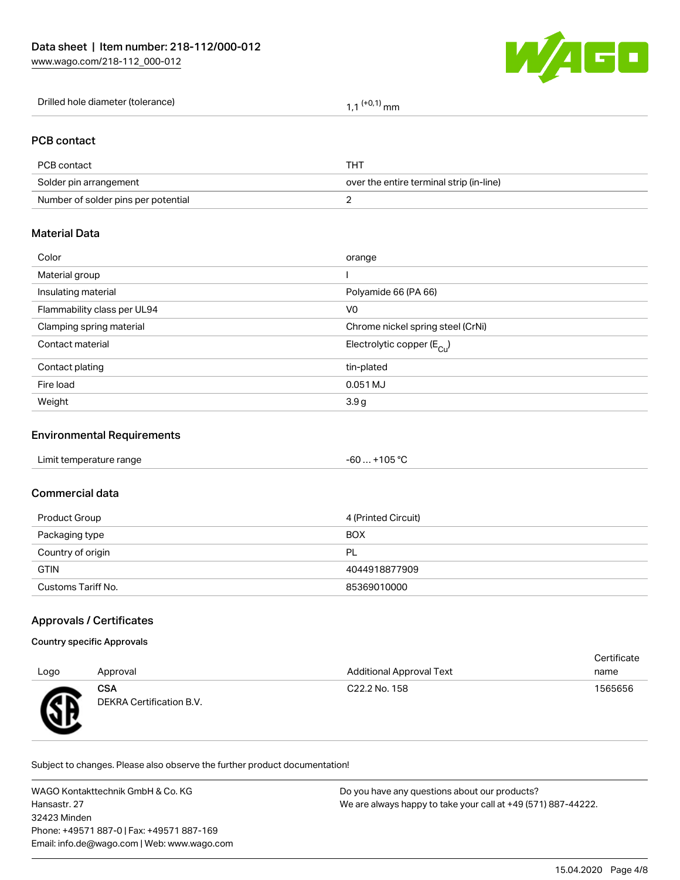| Drilled hole diameter (tolerance) | $1{,}1^{(+0{,}1)}$ mm |
|---|---|

## PCB contact

| PCB contact | THT |
|---|---|
| Solder pin arrangement | over the entire terminal strip (in-line) |
| Number of solder pins per potential | 2 |

## Material Data

| Color | orange |
|---|---|
| Material group | I |
| Insulating material | Polyamide 66 (PA 66) |
| Flammability class per UL94 | V0 |
| Clamping spring material | Chrome nickel spring steel (CrNi) |
| Contact material | Electrolytic copper ($E_{Cu}$) |
| Contact plating | tin-plated |
| Fire load | 0.051 MJ |
| Weight | 3.9 g |

## Environmental Requirements

| Limit temperature range | -60 … +105 °C |
|---|---|

## Commercial data

| Product Group | 4 (Printed Circuit) |
|---|---|
| Packaging type | BOX |
| Country of origin | PL |
| GTIN | 4044918877909 |
| Customs Tariff No. | 85369010000 |

## Approvals / Certificates

### Country specific Approvals

| Logo | Approval | Additional Approval Text | Certificate name |
|---|---|---|---|
| | **CSA** DEKRA Certification B.V. | C22.2 No. 158 | 1565656 |

Subject to changes. Please also observe the further product documentation!

WAGO Kontakttechnik GmbH & Co. KG
Hansastr. 27
32423 Minden
Phone: +49571 887-0 | Fax: +49571 887-169
Email: info.de@wago.com | Web: www.wago.com

Do you have any questions about our products?
We are always happy to take your call at +49 (571) 887-44222.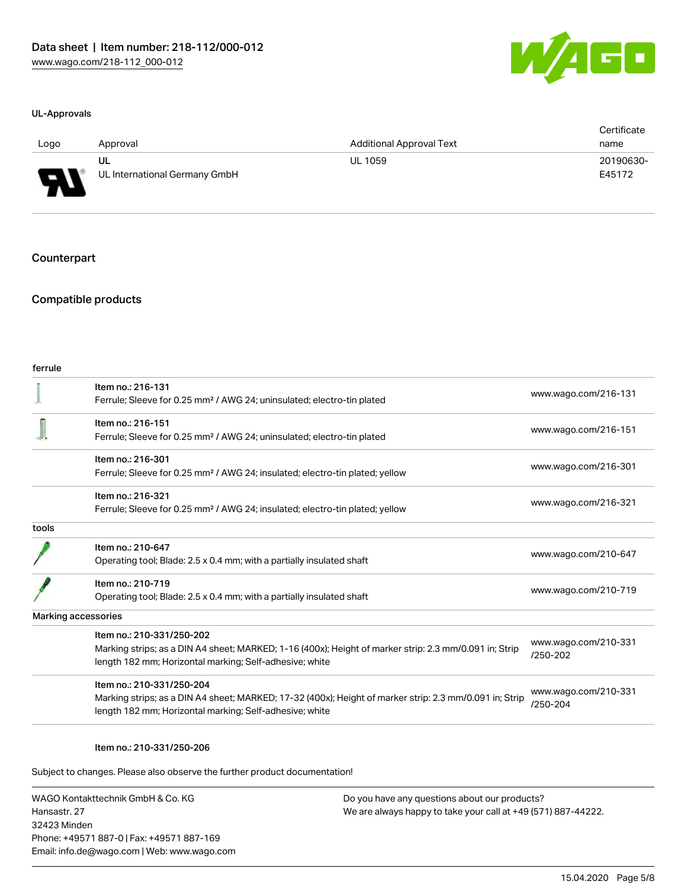#### UL-Approvals

| Logo | Approval | Additional Approval Text | Certificate name |
| --- | --- | --- | --- |
| | UL<br>UL International Germany GmbH | UL 1059 | 20190630-E45172 |

## Counterpart

## Compatible products

| ferrule | | |
| --- | --- | --- |
| | Item no.: 216-131<br>Ferrule; Sleeve for 0.25 mm² / AWG 24; uninsulated; electro-tin plated | www.wago.com/216-131 |
| | Item no.: 216-151<br>Ferrule; Sleeve for 0.25 mm² / AWG 24; uninsulated; electro-tin plated | www.wago.com/216-151 |
| | Item no.: 216-301<br>Ferrule; Sleeve for 0.25 mm² / AWG 24; insulated; electro-tin plated; yellow | www.wago.com/216-301 |
| | Item no.: 216-321<br>Ferrule; Sleeve for 0.25 mm² / AWG 24; insulated; electro-tin plated; yellow | www.wago.com/216-321 |
| **tools** | | |
| | Item no.: 210-647<br>Operating tool; Blade: 2.5 x 0.4 mm; with a partially insulated shaft | www.wago.com/210-647 |
| | Item no.: 210-719<br>Operating tool; Blade: 2.5 x 0.4 mm; with a partially insulated shaft | www.wago.com/210-719 |
| **Marking accessories** | | |
| | Item no.: 210-331/250-202<br>Marking strips; as a DIN A4 sheet; MARKED; 1-16 (400x); Height of marker strip: 2.3 mm/0.091 in; Strip length 182 mm; Horizontal marking; Self-adhesive; white | www.wago.com/210-331/250-202 |
| | Item no.: 210-331/250-204<br>Marking strips; as a DIN A4 sheet; MARKED; 17-32 (400x); Height of marker strip: 2.3 mm/0.091 in; Strip length 182 mm; Horizontal marking; Self-adhesive; white | www.wago.com/210-331/250-204 |
| | Item no.: 210-331/250-206 | |

Subject to changes. Please also observe the further product documentation!

WAGO Kontakttechnik GmbH & Co. KG
Hansastr. 27
32423 Minden
Phone: +49571 887-0 | Fax: +49571 887-169
Email: info.de@wago.com | Web: www.wago.com

Do you have any questions about our products?
We are always happy to take your call at +49 (571) 887-44222.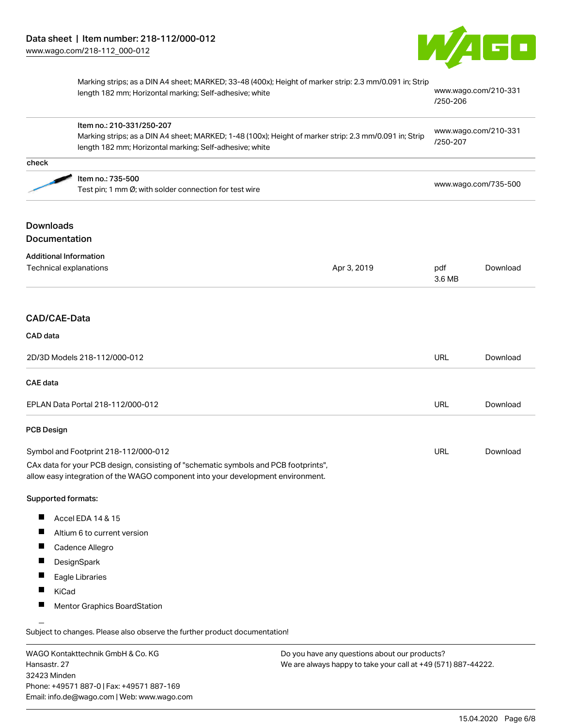| | | |
|---|---|---|
| | Marking strips; as a DIN A4 sheet; MARKED; 33-48 (400x); Height of marker strip: 2.3 mm/0.091 in; Strip length 182 mm; Horizontal marking; Self-adhesive; white | www.wago.com/210-331/250-206 |
| | Item no.: 210-331/250-207<br>Marking strips; as a DIN A4 sheet; MARKED; 1-48 (100x); Height of marker strip: 2.3 mm/0.091 in; Strip length 182 mm; Horizontal marking; Self-adhesive; white | www.wago.com/210-331/250-207 |

check

| | | |
|---|---|---|
| | Item no.: 735-500<br>Test pin; 1 mm Ø; with solder connection for test wire | www.wago.com/735-500 |

## Downloads

## Documentation

### Additional Information

| | | | |
|---|---|---|---|
| Technical explanations | Apr 3, 2019 | pdf<br>3.6 MB | Download |

## CAD/CAE-Data

### CAD data

| | | |
|---|---|---|
| 2D/3D Models 218-112/000-012 | URL | Download |

### CAE data

| | | |
|---|---|---|
| EPLAN Data Portal 218-112/000-012 | URL | Download |

### PCB Design

| | | |
|---|---|---|
| Symbol and Footprint 218-112/000-012 | URL | Download |

CAx data for your PCB design, consisting of "schematic symbols and PCB footprints", allow easy integration of the WAGO component into your development environment.

**Supported formats:**

- Accel EDA 14 & 15
- Altium 6 to current version
- Cadence Allegro
- DesignSpark
- Eagle Libraries
- KiCad
- Mentor Graphics BoardStation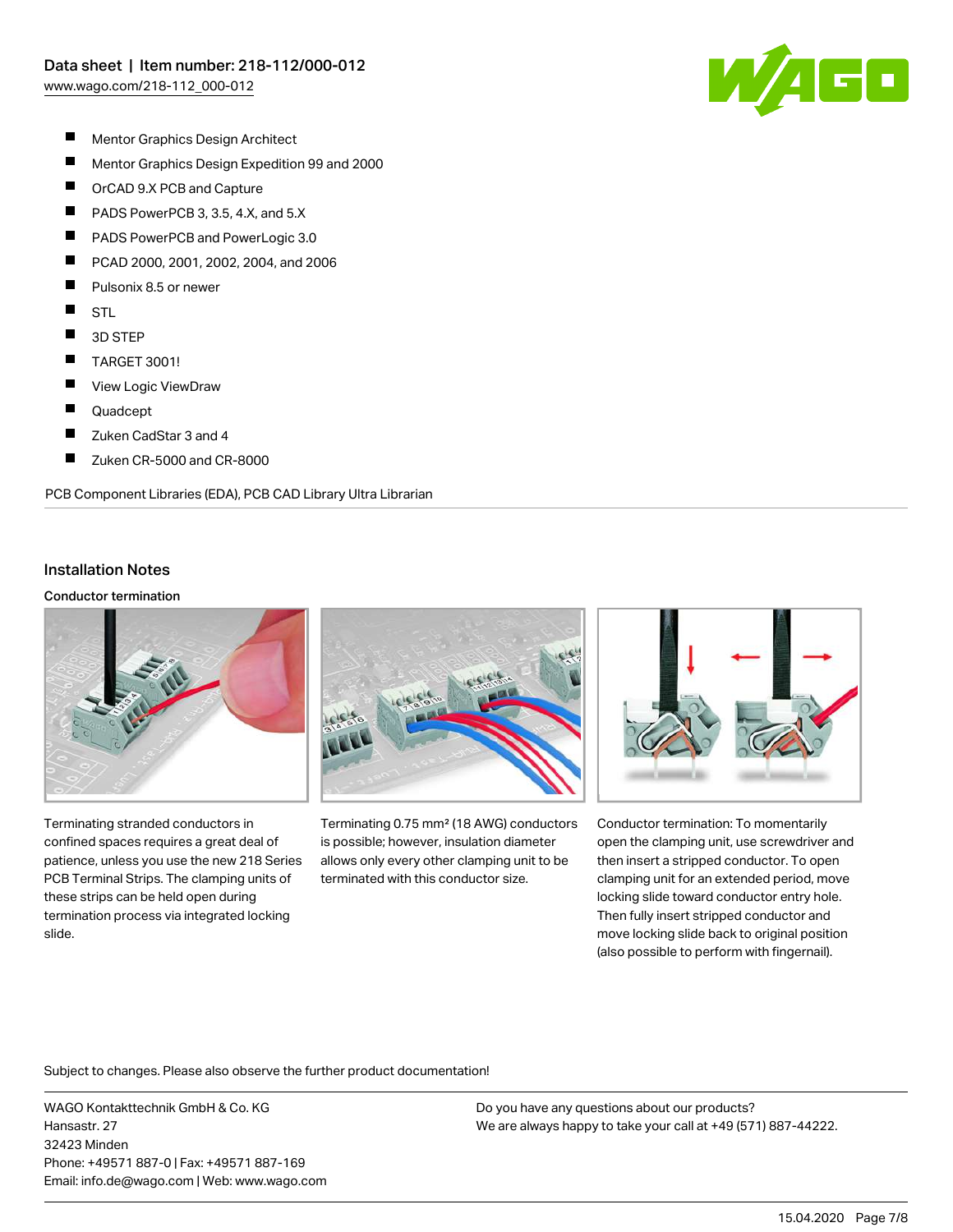- Mentor Graphics Design Architect
- Mentor Graphics Design Expedition 99 and 2000
- OrCAD 9.X PCB and Capture
- PADS PowerPCB 3, 3.5, 4.X, and 5.X
- PADS PowerPCB and PowerLogic 3.0
- PCAD 2000, 2001, 2002, 2004, and 2006
- Pulsonix 8.5 or newer
- STL
- 3D STEP
- TARGET 3001!
- View Logic ViewDraw
- Quadcept
- Zuken CadStar 3 and 4
- Zuken CR-5000 and CR-8000

PCB Component Libraries (EDA), PCB CAD Library Ultra Librarian

## Installation Notes

### Conductor termination

Terminating stranded conductors in confined spaces requires a great deal of patience, unless you use the new 218 Series PCB Terminal Strips. The clamping units of these strips can be held open during termination process via integrated locking slide.

Terminating 0.75 mm² (18 AWG) conductors is possible; however, insulation diameter allows only every other clamping unit to be terminated with this conductor size.

Conductor termination: To momentarily open the clamping unit, use screwdriver and then insert a stripped conductor. To open clamping unit for an extended period, move locking slide toward conductor entry hole. Then fully insert stripped conductor and move locking slide back to original position (also possible to perform with fingernail).

Subject to changes. Please also observe the further product documentation!

WAGO Kontakttechnik GmbH & Co. KG
Hansastr. 27
32423 Minden
Phone: +49571 887-0 | Fax: +49571 887-169
Email: info.de@wago.com | Web: www.wago.com

Do you have any questions about our products?
We are always happy to take your call at +49 (571) 887-44222.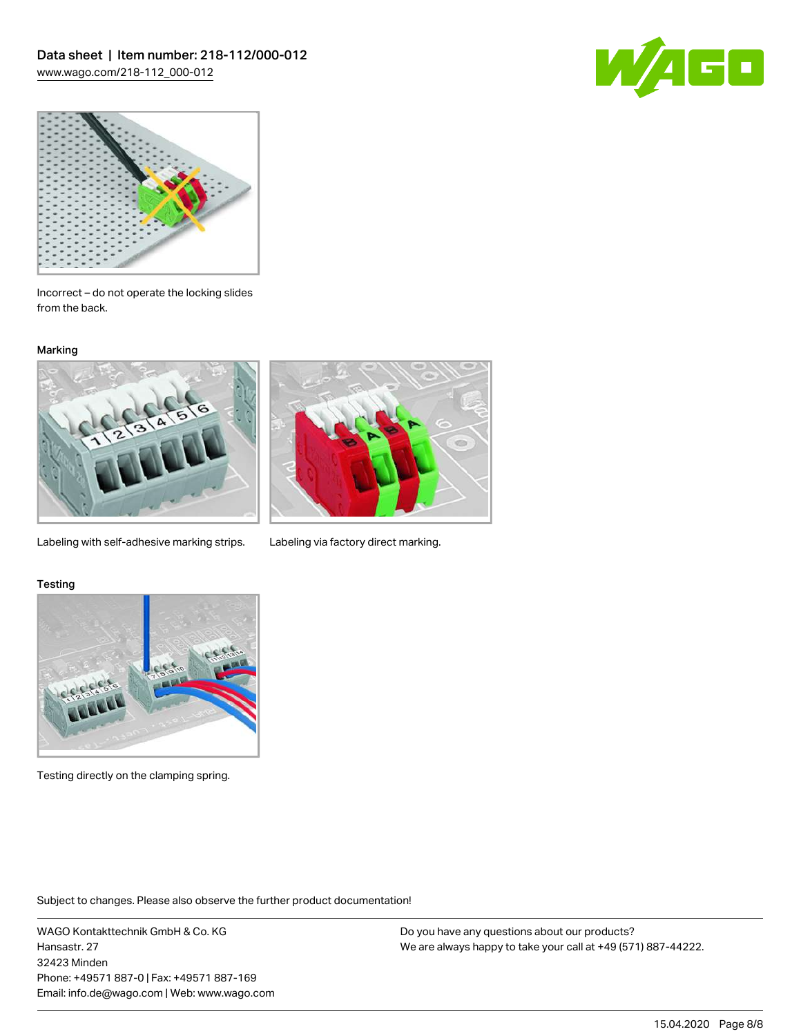Incorrect – do not operate the locking slides from the back.

## Marking

Labeling with self-adhesive marking strips.

Labeling via factory direct marking.

## Testing

Testing directly on the clamping spring.

Subject to changes. Please also observe the further product documentation!

WAGO Kontakttechnik GmbH & Co. KG
Hansastr. 27
32423 Minden
Phone: +49571 887-0 | Fax: +49571 887-169
Email: info.de@wago.com | Web: www.wago.com

Do you have any questions about our products?
We are always happy to take your call at +49 (571) 887-44222.